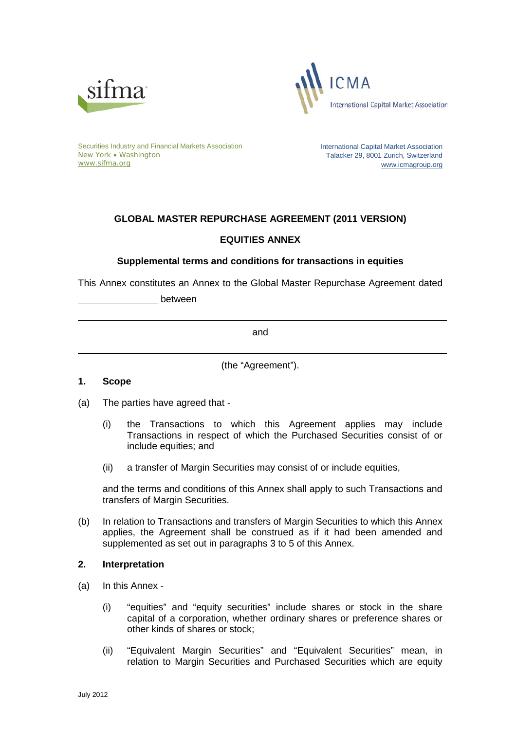sifma

ICMA International Capital Market Association

Securities Industry and Financial Markets Association
New York • Washington
www.sifma.org

International Capital Market Association
Talacker 29, 8001 Zurich, Switzerland
www.icmagroup.org

# GLOBAL MASTER REPURCHASE AGREEMENT (2011 VERSION)

## EQUITIES ANNEX

### Supplemental terms and conditions for transactions in equities

This Annex constitutes an Annex to the Global Master Repurchase Agreement dated \_\_\_\_\_\_\_\_\_\_\_\_\_\_\_ between

\_\_\_\_\_\_\_\_\_\_\_\_\_\_\_\_\_\_\_\_\_\_\_\_\_\_\_\_\_\_\_\_\_\_\_\_\_\_\_\_\_\_\_\_\_\_\_\_\_\_\_\_\_\_\_\_\_\_\_\_\_\_\_\_\_\_\_\_\_\_

and

\_\_\_\_\_\_\_\_\_\_\_\_\_\_\_\_\_\_\_\_\_\_\_\_\_\_\_\_\_\_\_\_\_\_\_\_\_\_\_\_\_\_\_\_\_\_\_\_\_\_\_\_\_\_\_\_\_\_\_\_\_\_\_\_\_\_\_\_\_\_

(the "Agreement").

**1. Scope**

(a) The parties have agreed that -

(i) the Transactions to which this Agreement applies may include Transactions in respect of which the Purchased Securities consist of or include equities; and

(ii) a transfer of Margin Securities may consist of or include equities,

and the terms and conditions of this Annex shall apply to such Transactions and transfers of Margin Securities.

(b) In relation to Transactions and transfers of Margin Securities to which this Annex applies, the Agreement shall be construed as if it had been amended and supplemented as set out in paragraphs 3 to 5 of this Annex.

**2. Interpretation**

(a) In this Annex -

(i) "equities" and "equity securities" include shares or stock in the share capital of a corporation, whether ordinary shares or preference shares or other kinds of shares or stock;

(ii) "Equivalent Margin Securities" and "Equivalent Securities" mean, in relation to Margin Securities and Purchased Securities which are equity

July 2012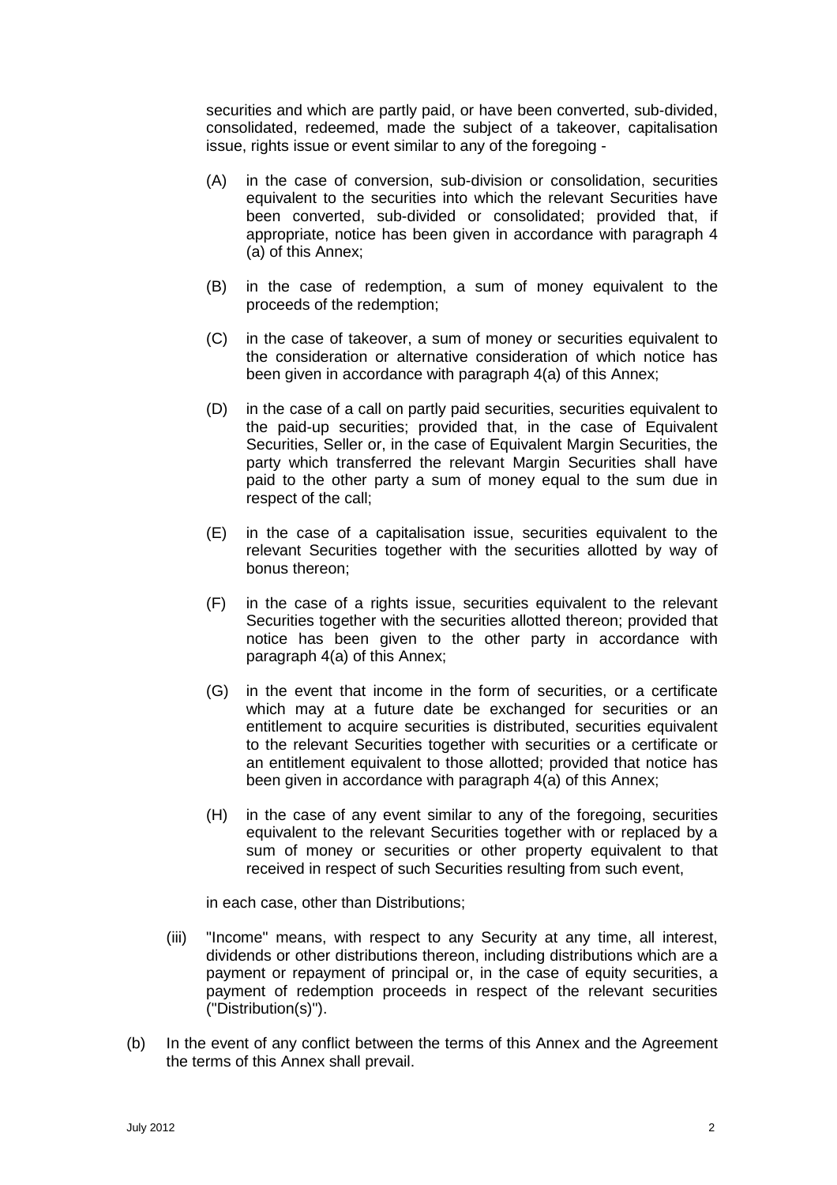securities and which are partly paid, or have been converted, sub-divided, consolidated, redeemed, made the subject of a takeover, capitalisation issue, rights issue or event similar to any of the foregoing -

(A) in the case of conversion, sub-division or consolidation, securities equivalent to the securities into which the relevant Securities have been converted, sub-divided or consolidated; provided that, if appropriate, notice has been given in accordance with paragraph 4 (a) of this Annex;

(B) in the case of redemption, a sum of money equivalent to the proceeds of the redemption;

(C) in the case of takeover, a sum of money or securities equivalent to the consideration or alternative consideration of which notice has been given in accordance with paragraph 4(a) of this Annex;

(D) in the case of a call on partly paid securities, securities equivalent to the paid-up securities; provided that, in the case of Equivalent Securities, Seller or, in the case of Equivalent Margin Securities, the party which transferred the relevant Margin Securities shall have paid to the other party a sum of money equal to the sum due in respect of the call;

(E) in the case of a capitalisation issue, securities equivalent to the relevant Securities together with the securities allotted by way of bonus thereon;

(F) in the case of a rights issue, securities equivalent to the relevant Securities together with the securities allotted thereon; provided that notice has been given to the other party in accordance with paragraph 4(a) of this Annex;

(G) in the event that income in the form of securities, or a certificate which may at a future date be exchanged for securities or an entitlement to acquire securities is distributed, securities equivalent to the relevant Securities together with securities or a certificate or an entitlement equivalent to those allotted; provided that notice has been given in accordance with paragraph 4(a) of this Annex;

(H) in the case of any event similar to any of the foregoing, securities equivalent to the relevant Securities together with or replaced by a sum of money or securities or other property equivalent to that received in respect of such Securities resulting from such event,

in each case, other than Distributions;

(iii) "Income" means, with respect to any Security at any time, all interest, dividends or other distributions thereon, including distributions which are a payment or repayment of principal or, in the case of equity securities, a payment of redemption proceeds in respect of the relevant securities ("Distribution(s)").

(b) In the event of any conflict between the terms of this Annex and the Agreement the terms of this Annex shall prevail.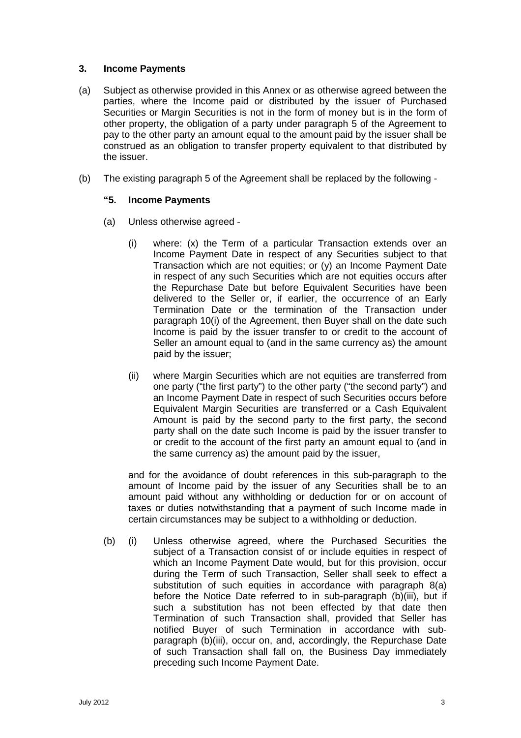### 3. Income Payments

(a) Subject as otherwise provided in this Annex or as otherwise agreed between the parties, where the Income paid or distributed by the issuer of Purchased Securities or Margin Securities is not in the form of money but is in the form of other property, the obligation of a party under paragraph 5 of the Agreement to pay to the other party an amount equal to the amount paid by the issuer shall be construed as an obligation to transfer property equivalent to that distributed by the issuer.

(b) The existing paragraph 5 of the Agreement shall be replaced by the following -

**"5. Income Payments**

(a) Unless otherwise agreed -

(i) where: (x) the Term of a particular Transaction extends over an Income Payment Date in respect of any Securities subject to that Transaction which are not equities; or (y) an Income Payment Date in respect of any such Securities which are not equities occurs after the Repurchase Date but before Equivalent Securities have been delivered to the Seller or, if earlier, the occurrence of an Early Termination Date or the termination of the Transaction under paragraph 10(i) of the Agreement, then Buyer shall on the date such Income is paid by the issuer transfer to or credit to the account of Seller an amount equal to (and in the same currency as) the amount paid by the issuer;

(ii) where Margin Securities which are not equities are transferred from one party ("the first party") to the other party ("the second party") and an Income Payment Date in respect of such Securities occurs before Equivalent Margin Securities are transferred or a Cash Equivalent Amount is paid by the second party to the first party, the second party shall on the date such Income is paid by the issuer transfer to or credit to the account of the first party an amount equal to (and in the same currency as) the amount paid by the issuer,

and for the avoidance of doubt references in this sub-paragraph to the amount of Income paid by the issuer of any Securities shall be to an amount paid without any withholding or deduction for or on account of taxes or duties notwithstanding that a payment of such Income made in certain circumstances may be subject to a withholding or deduction.

(b) (i) Unless otherwise agreed, where the Purchased Securities the subject of a Transaction consist of or include equities in respect of which an Income Payment Date would, but for this provision, occur during the Term of such Transaction, Seller shall seek to effect a substitution of such equities in accordance with paragraph 8(a) before the Notice Date referred to in sub-paragraph (b)(iii), but if such a substitution has not been effected by that date then Termination of such Transaction shall, provided that Seller has notified Buyer of such Termination in accordance with sub-paragraph (b)(iii), occur on, and, accordingly, the Repurchase Date of such Transaction shall fall on, the Business Day immediately preceding such Income Payment Date.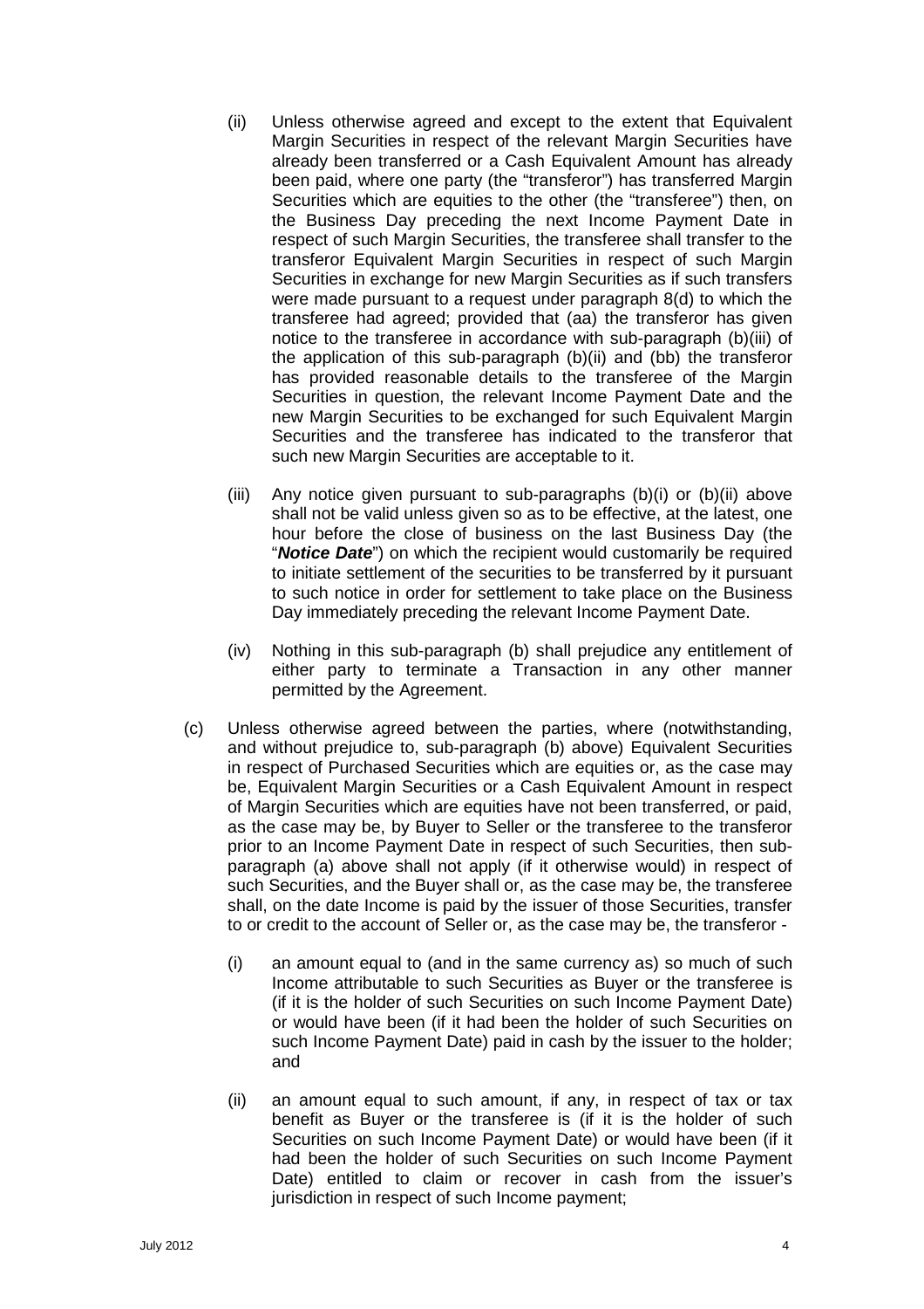(ii) Unless otherwise agreed and except to the extent that Equivalent Margin Securities in respect of the relevant Margin Securities have already been transferred or a Cash Equivalent Amount has already been paid, where one party (the "transferor") has transferred Margin Securities which are equities to the other (the "transferee") then, on the Business Day preceding the next Income Payment Date in respect of such Margin Securities, the transferee shall transfer to the transferor Equivalent Margin Securities in respect of such Margin Securities in exchange for new Margin Securities as if such transfers were made pursuant to a request under paragraph 8(d) to which the transferee had agreed; provided that (aa) the transferor has given notice to the transferee in accordance with sub-paragraph (b)(iii) of the application of this sub-paragraph (b)(ii) and (bb) the transferor has provided reasonable details to the transferee of the Margin Securities in question, the relevant Income Payment Date and the new Margin Securities to be exchanged for such Equivalent Margin Securities and the transferee has indicated to the transferor that such new Margin Securities are acceptable to it.

(iii) Any notice given pursuant to sub-paragraphs (b)(i) or (b)(ii) above shall not be valid unless given so as to be effective, at the latest, one hour before the close of business on the last Business Day (the "***Notice Date***") on which the recipient would customarily be required to initiate settlement of the securities to be transferred by it pursuant to such notice in order for settlement to take place on the Business Day immediately preceding the relevant Income Payment Date.

(iv) Nothing in this sub-paragraph (b) shall prejudice any entitlement of either party to terminate a Transaction in any other manner permitted by the Agreement.

(c) Unless otherwise agreed between the parties, where (notwithstanding, and without prejudice to, sub-paragraph (b) above) Equivalent Securities in respect of Purchased Securities which are equities or, as the case may be, Equivalent Margin Securities or a Cash Equivalent Amount in respect of Margin Securities which are equities have not been transferred, or paid, as the case may be, by Buyer to Seller or the transferee to the transferor prior to an Income Payment Date in respect of such Securities, then sub-paragraph (a) above shall not apply (if it otherwise would) in respect of such Securities, and the Buyer shall or, as the case may be, the transferee shall, on the date Income is paid by the issuer of those Securities, transfer to or credit to the account of Seller or, as the case may be, the transferor -

(i) an amount equal to (and in the same currency as) so much of such Income attributable to such Securities as Buyer or the transferee is (if it is the holder of such Securities on such Income Payment Date) or would have been (if it had been the holder of such Securities on such Income Payment Date) paid in cash by the issuer to the holder; and

(ii) an amount equal to such amount, if any, in respect of tax or tax benefit as Buyer or the transferee is (if it is the holder of such Securities on such Income Payment Date) or would have been (if it had been the holder of such Securities on such Income Payment Date) entitled to claim or recover in cash from the issuer's jurisdiction in respect of such Income payment;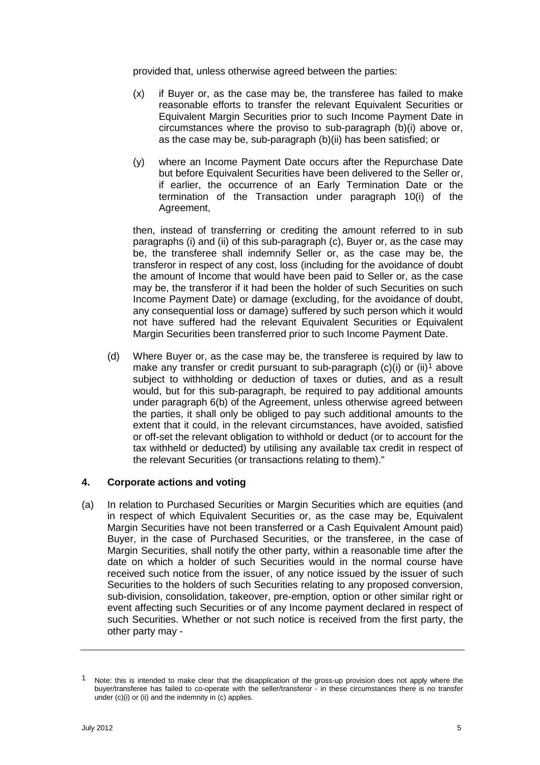provided that, unless otherwise agreed between the parties:

(x) if Buyer or, as the case may be, the transferee has failed to make reasonable efforts to transfer the relevant Equivalent Securities or Equivalent Margin Securities prior to such Income Payment Date in circumstances where the proviso to sub-paragraph (b)(i) above or, as the case may be, sub-paragraph (b)(ii) has been satisfied; or

(y) where an Income Payment Date occurs after the Repurchase Date but before Equivalent Securities have been delivered to the Seller or, if earlier, the occurrence of an Early Termination Date or the termination of the Transaction under paragraph 10(i) of the Agreement,

then, instead of transferring or crediting the amount referred to in sub paragraphs (i) and (ii) of this sub-paragraph (c), Buyer or, as the case may be, the transferee shall indemnify Seller or, as the case may be, the transferor in respect of any cost, loss (including for the avoidance of doubt the amount of Income that would have been paid to Seller or, as the case may be, the transferor if it had been the holder of such Securities on such Income Payment Date) or damage (excluding, for the avoidance of doubt, any consequential loss or damage) suffered by such person which it would not have suffered had the relevant Equivalent Securities or Equivalent Margin Securities been transferred prior to such Income Payment Date.

(d) Where Buyer or, as the case may be, the transferee is required by law to make any transfer or credit pursuant to sub-paragraph (c)(i) or (ii)[1] above subject to withholding or deduction of taxes or duties, and as a result would, but for this sub-paragraph, be required to pay additional amounts under paragraph 6(b) of the Agreement, unless otherwise agreed between the parties, it shall only be obliged to pay such additional amounts to the extent that it could, in the relevant circumstances, have avoided, satisfied or off-set the relevant obligation to withhold or deduct (or to account for the tax withheld or deducted) by utilising any available tax credit in respect of the relevant Securities (or transactions relating to them)."

**4. Corporate actions and voting**

(a) In relation to Purchased Securities or Margin Securities which are equities (and in respect of which Equivalent Securities or, as the case may be, Equivalent Margin Securities have not been transferred or a Cash Equivalent Amount paid) Buyer, in the case of Purchased Securities, or the transferee, in the case of Margin Securities, shall notify the other party, within a reasonable time after the date on which a holder of such Securities would in the normal course have received such notice from the issuer, of any notice issued by the issuer of such Securities to the holders of such Securities relating to any proposed conversion, sub-division, consolidation, takeover, pre-emption, option or other similar right or event affecting such Securities or of any Income payment declared in respect of such Securities. Whether or not such notice is received from the first party, the other party may -

---

[1] Note: this is intended to make clear that the disapplication of the gross-up provision does not apply where the buyer/transferee has failed to co-operate with the seller/transferor - in these circumstances there is no transfer under (c)(i) or (ii) and the indemnity in (c) applies.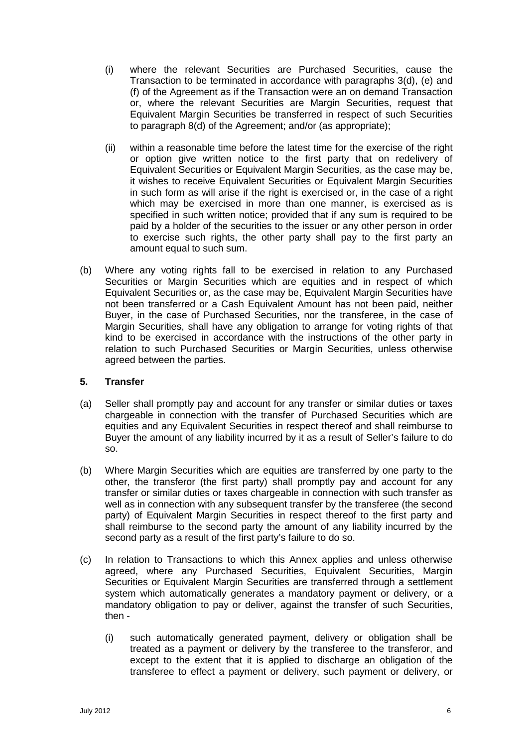(i) where the relevant Securities are Purchased Securities, cause the Transaction to be terminated in accordance with paragraphs 3(d), (e) and (f) of the Agreement as if the Transaction were an on demand Transaction or, where the relevant Securities are Margin Securities, request that Equivalent Margin Securities be transferred in respect of such Securities to paragraph 8(d) of the Agreement; and/or (as appropriate);

(ii) within a reasonable time before the latest time for the exercise of the right or option give written notice to the first party that on redelivery of Equivalent Securities or Equivalent Margin Securities, as the case may be, it wishes to receive Equivalent Securities or Equivalent Margin Securities in such form as will arise if the right is exercised or, in the case of a right which may be exercised in more than one manner, is exercised as is specified in such written notice; provided that if any sum is required to be paid by a holder of the securities to the issuer or any other person in order to exercise such rights, the other party shall pay to the first party an amount equal to such sum.

(b) Where any voting rights fall to be exercised in relation to any Purchased Securities or Margin Securities which are equities and in respect of which Equivalent Securities or, as the case may be, Equivalent Margin Securities have not been transferred or a Cash Equivalent Amount has not been paid, neither Buyer, in the case of Purchased Securities, nor the transferee, in the case of Margin Securities, shall have any obligation to arrange for voting rights of that kind to be exercised in accordance with the instructions of the other party in relation to such Purchased Securities or Margin Securities, unless otherwise agreed between the parties.

### 5. Transfer

(a) Seller shall promptly pay and account for any transfer or similar duties or taxes chargeable in connection with the transfer of Purchased Securities which are equities and any Equivalent Securities in respect thereof and shall reimburse to Buyer the amount of any liability incurred by it as a result of Seller's failure to do so.

(b) Where Margin Securities which are equities are transferred by one party to the other, the transferor (the first party) shall promptly pay and account for any transfer or similar duties or taxes chargeable in connection with such transfer as well as in connection with any subsequent transfer by the transferee (the second party) of Equivalent Margin Securities in respect thereof to the first party and shall reimburse to the second party the amount of any liability incurred by the second party as a result of the first party's failure to do so.

(c) In relation to Transactions to which this Annex applies and unless otherwise agreed, where any Purchased Securities, Equivalent Securities, Margin Securities or Equivalent Margin Securities are transferred through a settlement system which automatically generates a mandatory payment or delivery, or a mandatory obligation to pay or deliver, against the transfer of such Securities, then -

(i) such automatically generated payment, delivery or obligation shall be treated as a payment or delivery by the transferee to the transferor, and except to the extent that it is applied to discharge an obligation of the transferee to effect a payment or delivery, such payment or delivery, or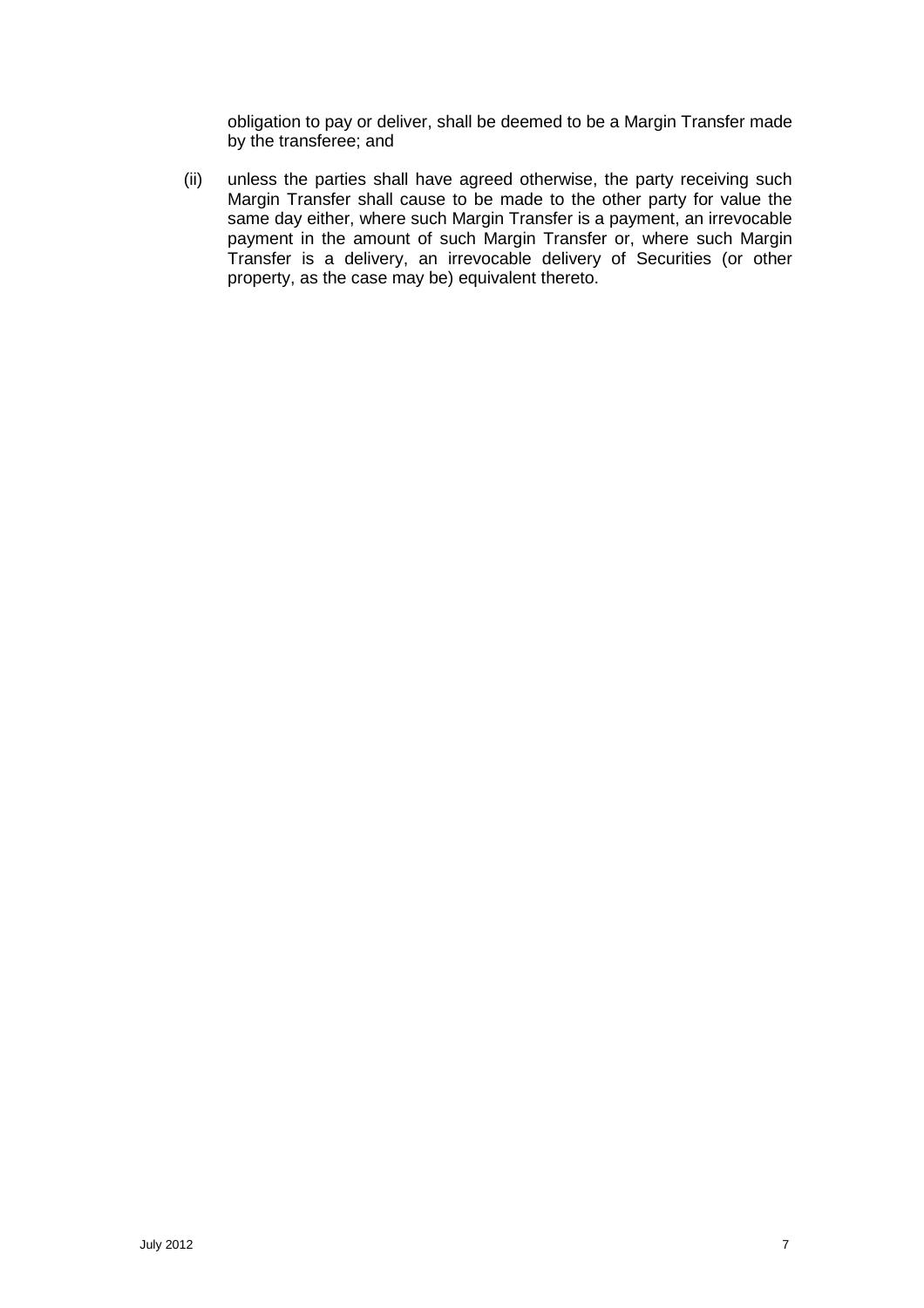obligation to pay or deliver, shall be deemed to be a Margin Transfer made by the transferee; and

(ii) unless the parties shall have agreed otherwise, the party receiving such Margin Transfer shall cause to be made to the other party for value the same day either, where such Margin Transfer is a payment, an irrevocable payment in the amount of such Margin Transfer or, where such Margin Transfer is a delivery, an irrevocable delivery of Securities (or other property, as the case may be) equivalent thereto.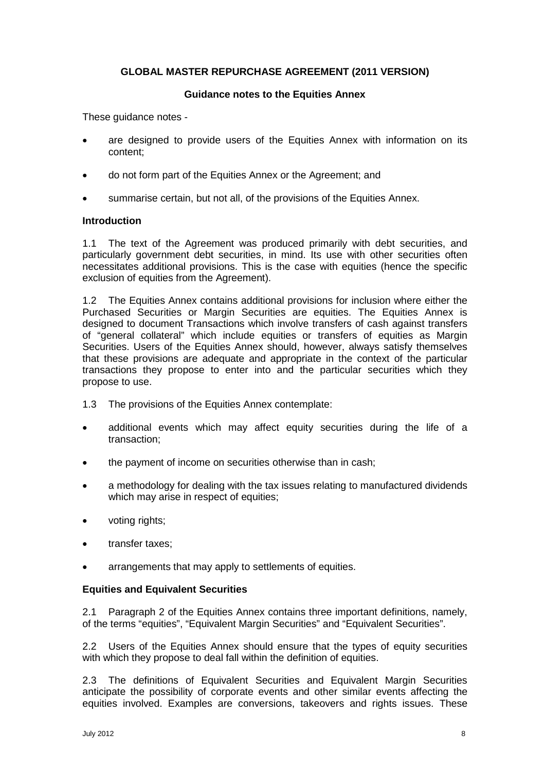# GLOBAL MASTER REPURCHASE AGREEMENT (2011 VERSION)

## Guidance notes to the Equities Annex

These guidance notes -

- are designed to provide users of the Equities Annex with information on its content;
- do not form part of the Equities Annex or the Agreement; and
- summarise certain, but not all, of the provisions of the Equities Annex.

### Introduction

1.1 The text of the Agreement was produced primarily with debt securities, and particularly government debt securities, in mind. Its use with other securities often necessitates additional provisions. This is the case with equities (hence the specific exclusion of equities from the Agreement).

1.2 The Equities Annex contains additional provisions for inclusion where either the Purchased Securities or Margin Securities are equities. The Equities Annex is designed to document Transactions which involve transfers of cash against transfers of "general collateral" which include equities or transfers of equities as Margin Securities. Users of the Equities Annex should, however, always satisfy themselves that these provisions are adequate and appropriate in the context of the particular transactions they propose to enter into and the particular securities which they propose to use.

1.3 The provisions of the Equities Annex contemplate:

- additional events which may affect equity securities during the life of a transaction;
- the payment of income on securities otherwise than in cash;
- a methodology for dealing with the tax issues relating to manufactured dividends which may arise in respect of equities;
- voting rights;
- transfer taxes;
- arrangements that may apply to settlements of equities.

### Equities and Equivalent Securities

2.1 Paragraph 2 of the Equities Annex contains three important definitions, namely, of the terms "equities", "Equivalent Margin Securities" and "Equivalent Securities".

2.2 Users of the Equities Annex should ensure that the types of equity securities with which they propose to deal fall within the definition of equities.

2.3 The definitions of Equivalent Securities and Equivalent Margin Securities anticipate the possibility of corporate events and other similar events affecting the equities involved. Examples are conversions, takeovers and rights issues. These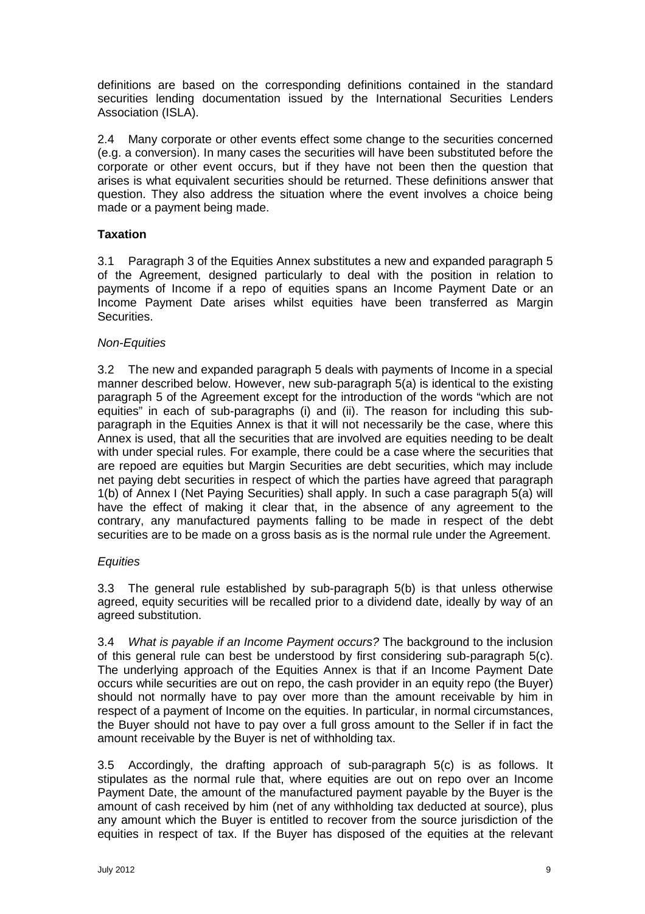definitions are based on the corresponding definitions contained in the standard securities lending documentation issued by the International Securities Lenders Association (ISLA).

2.4 Many corporate or other events effect some change to the securities concerned (e.g. a conversion). In many cases the securities will have been substituted before the corporate or other event occurs, but if they have not been then the question that arises is what equivalent securities should be returned. These definitions answer that question. They also address the situation where the event involves a choice being made or a payment being made.

**Taxation**

3.1 Paragraph 3 of the Equities Annex substitutes a new and expanded paragraph 5 of the Agreement, designed particularly to deal with the position in relation to payments of Income if a repo of equities spans an Income Payment Date or an Income Payment Date arises whilst equities have been transferred as Margin Securities.

*Non-Equities*

3.2 The new and expanded paragraph 5 deals with payments of Income in a special manner described below. However, new sub-paragraph 5(a) is identical to the existing paragraph 5 of the Agreement except for the introduction of the words "which are not equities" in each of sub-paragraphs (i) and (ii). The reason for including this sub-paragraph in the Equities Annex is that it will not necessarily be the case, where this Annex is used, that all the securities that are involved are equities needing to be dealt with under special rules. For example, there could be a case where the securities that are repoed are equities but Margin Securities are debt securities, which may include net paying debt securities in respect of which the parties have agreed that paragraph 1(b) of Annex I (Net Paying Securities) shall apply. In such a case paragraph 5(a) will have the effect of making it clear that, in the absence of any agreement to the contrary, any manufactured payments falling to be made in respect of the debt securities are to be made on a gross basis as is the normal rule under the Agreement.

*Equities*

3.3 The general rule established by sub-paragraph 5(b) is that unless otherwise agreed, equity securities will be recalled prior to a dividend date, ideally by way of an agreed substitution.

3.4 *What is payable if an Income Payment occurs?* The background to the inclusion of this general rule can best be understood by first considering sub-paragraph 5(c). The underlying approach of the Equities Annex is that if an Income Payment Date occurs while securities are out on repo, the cash provider in an equity repo (the Buyer) should not normally have to pay over more than the amount receivable by him in respect of a payment of Income on the equities. In particular, in normal circumstances, the Buyer should not have to pay over a full gross amount to the Seller if in fact the amount receivable by the Buyer is net of withholding tax.

3.5 Accordingly, the drafting approach of sub-paragraph 5(c) is as follows. It stipulates as the normal rule that, where equities are out on repo over an Income Payment Date, the amount of the manufactured payment payable by the Buyer is the amount of cash received by him (net of any withholding tax deducted at source), plus any amount which the Buyer is entitled to recover from the source jurisdiction of the equities in respect of tax. If the Buyer has disposed of the equities at the relevant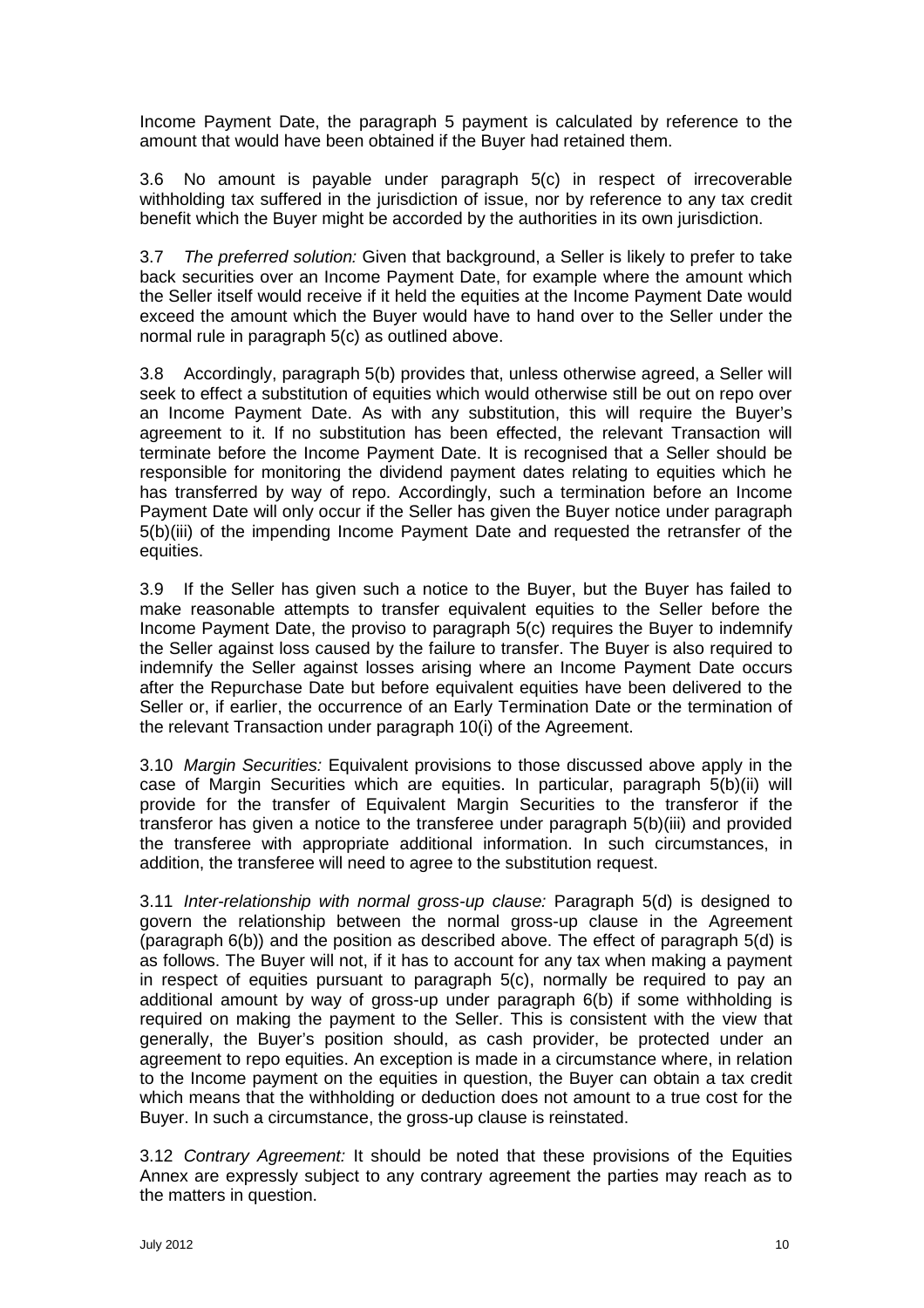Income Payment Date, the paragraph 5 payment is calculated by reference to the amount that would have been obtained if the Buyer had retained them.

3.6 No amount is payable under paragraph 5(c) in respect of irrecoverable withholding tax suffered in the jurisdiction of issue, nor by reference to any tax credit benefit which the Buyer might be accorded by the authorities in its own jurisdiction.

3.7 *The preferred solution:* Given that background, a Seller is likely to prefer to take back securities over an Income Payment Date, for example where the amount which the Seller itself would receive if it held the equities at the Income Payment Date would exceed the amount which the Buyer would have to hand over to the Seller under the normal rule in paragraph 5(c) as outlined above.

3.8 Accordingly, paragraph 5(b) provides that, unless otherwise agreed, a Seller will seek to effect a substitution of equities which would otherwise still be out on repo over an Income Payment Date. As with any substitution, this will require the Buyer's agreement to it. If no substitution has been effected, the relevant Transaction will terminate before the Income Payment Date. It is recognised that a Seller should be responsible for monitoring the dividend payment dates relating to equities which he has transferred by way of repo. Accordingly, such a termination before an Income Payment Date will only occur if the Seller has given the Buyer notice under paragraph 5(b)(iii) of the impending Income Payment Date and requested the retransfer of the equities.

3.9 If the Seller has given such a notice to the Buyer, but the Buyer has failed to make reasonable attempts to transfer equivalent equities to the Seller before the Income Payment Date, the proviso to paragraph 5(c) requires the Buyer to indemnify the Seller against loss caused by the failure to transfer. The Buyer is also required to indemnify the Seller against losses arising where an Income Payment Date occurs after the Repurchase Date but before equivalent equities have been delivered to the Seller or, if earlier, the occurrence of an Early Termination Date or the termination of the relevant Transaction under paragraph 10(i) of the Agreement.

3.10 *Margin Securities:* Equivalent provisions to those discussed above apply in the case of Margin Securities which are equities. In particular, paragraph 5(b)(ii) will provide for the transfer of Equivalent Margin Securities to the transferor if the transferor has given a notice to the transferee under paragraph 5(b)(iii) and provided the transferee with appropriate additional information. In such circumstances, in addition, the transferee will need to agree to the substitution request.

3.11 *Inter-relationship with normal gross-up clause:* Paragraph 5(d) is designed to govern the relationship between the normal gross-up clause in the Agreement (paragraph 6(b)) and the position as described above. The effect of paragraph 5(d) is as follows. The Buyer will not, if it has to account for any tax when making a payment in respect of equities pursuant to paragraph 5(c), normally be required to pay an additional amount by way of gross-up under paragraph 6(b) if some withholding is required on making the payment to the Seller. This is consistent with the view that generally, the Buyer's position should, as cash provider, be protected under an agreement to repo equities. An exception is made in a circumstance where, in relation to the Income payment on the equities in question, the Buyer can obtain a tax credit which means that the withholding or deduction does not amount to a true cost for the Buyer. In such a circumstance, the gross-up clause is reinstated.

3.12 *Contrary Agreement:* It should be noted that these provisions of the Equities Annex are expressly subject to any contrary agreement the parties may reach as to the matters in question.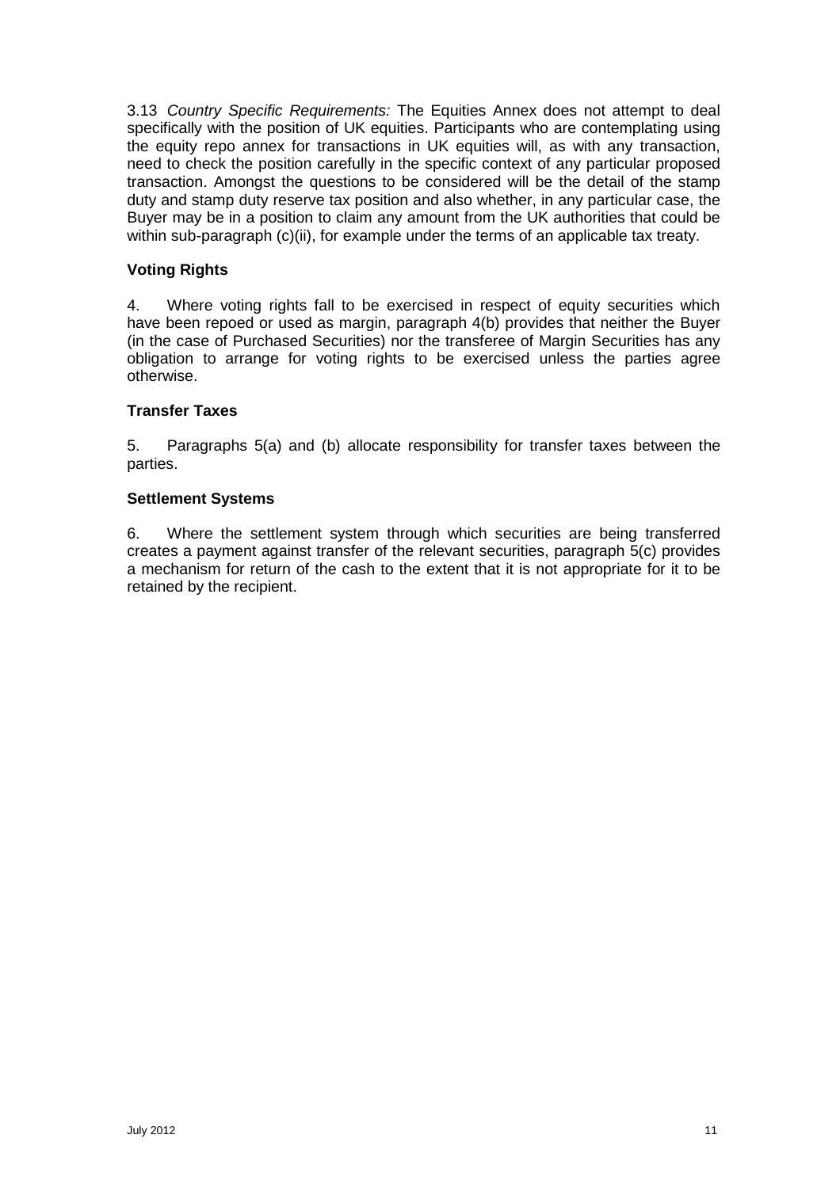3.13 *Country Specific Requirements:* The Equities Annex does not attempt to deal specifically with the position of UK equities. Participants who are contemplating using the equity repo annex for transactions in UK equities will, as with any transaction, need to check the position carefully in the specific context of any particular proposed transaction. Amongst the questions to be considered will be the detail of the stamp duty and stamp duty reserve tax position and also whether, in any particular case, the Buyer may be in a position to claim any amount from the UK authorities that could be within sub-paragraph (c)(ii), for example under the terms of an applicable tax treaty.

**Voting Rights**

4. Where voting rights fall to be exercised in respect of equity securities which have been repoed or used as margin, paragraph 4(b) provides that neither the Buyer (in the case of Purchased Securities) nor the transferee of Margin Securities has any obligation to arrange for voting rights to be exercised unless the parties agree otherwise.

**Transfer Taxes**

5. Paragraphs 5(a) and (b) allocate responsibility for transfer taxes between the parties.

**Settlement Systems**

6. Where the settlement system through which securities are being transferred creates a payment against transfer of the relevant securities, paragraph 5(c) provides a mechanism for return of the cash to the extent that it is not appropriate for it to be retained by the recipient.